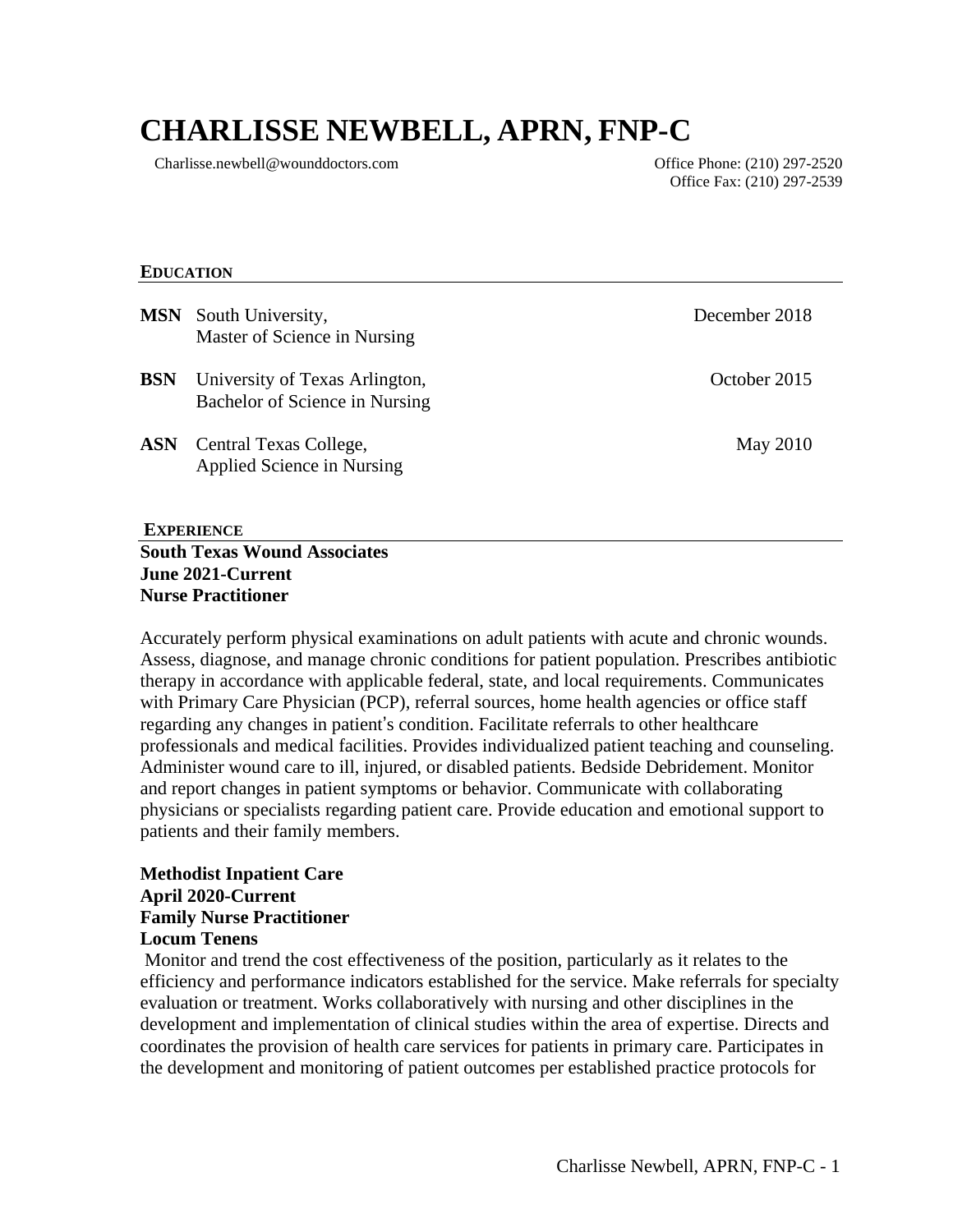# CHARLISSE NEWBELL, APRN, FNP-C

Charlisse.newbell@wounddoctors.com

Office Phone: (210) 297-2520
Office Fax: (210) 297-2539

## EDUCATION

**MSN** South University, Master of Science in Nursing — December 2018

**BSN** University of Texas Arlington, Bachelor of Science in Nursing — October 2015

**ASN** Central Texas College, Applied Science in Nursing — May 2010

## EXPERIENCE

**South Texas Wound Associates**
**June 2021-Current**
**Nurse Practitioner**

Accurately perform physical examinations on adult patients with acute and chronic wounds. Assess, diagnose, and manage chronic conditions for patient population. Prescribes antibiotic therapy in accordance with applicable federal, state, and local requirements. Communicates with Primary Care Physician (PCP), referral sources, home health agencies or office staff regarding any changes in patient's condition. Facilitate referrals to other healthcare professionals and medical facilities. Provides individualized patient teaching and counseling. Administer wound care to ill, injured, or disabled patients. Bedside Debridement. Monitor and report changes in patient symptoms or behavior. Communicate with collaborating physicians or specialists regarding patient care. Provide education and emotional support to patients and their family members.

**Methodist Inpatient Care**
**April 2020-Current**
**Family Nurse Practitioner**
**Locum Tenens**

Monitor and trend the cost effectiveness of the position, particularly as it relates to the efficiency and performance indicators established for the service. Make referrals for specialty evaluation or treatment. Works collaboratively with nursing and other disciplines in the development and implementation of clinical studies within the area of expertise. Directs and coordinates the provision of health care services for patients in primary care. Participates in the development and monitoring of patient outcomes per established practice protocols for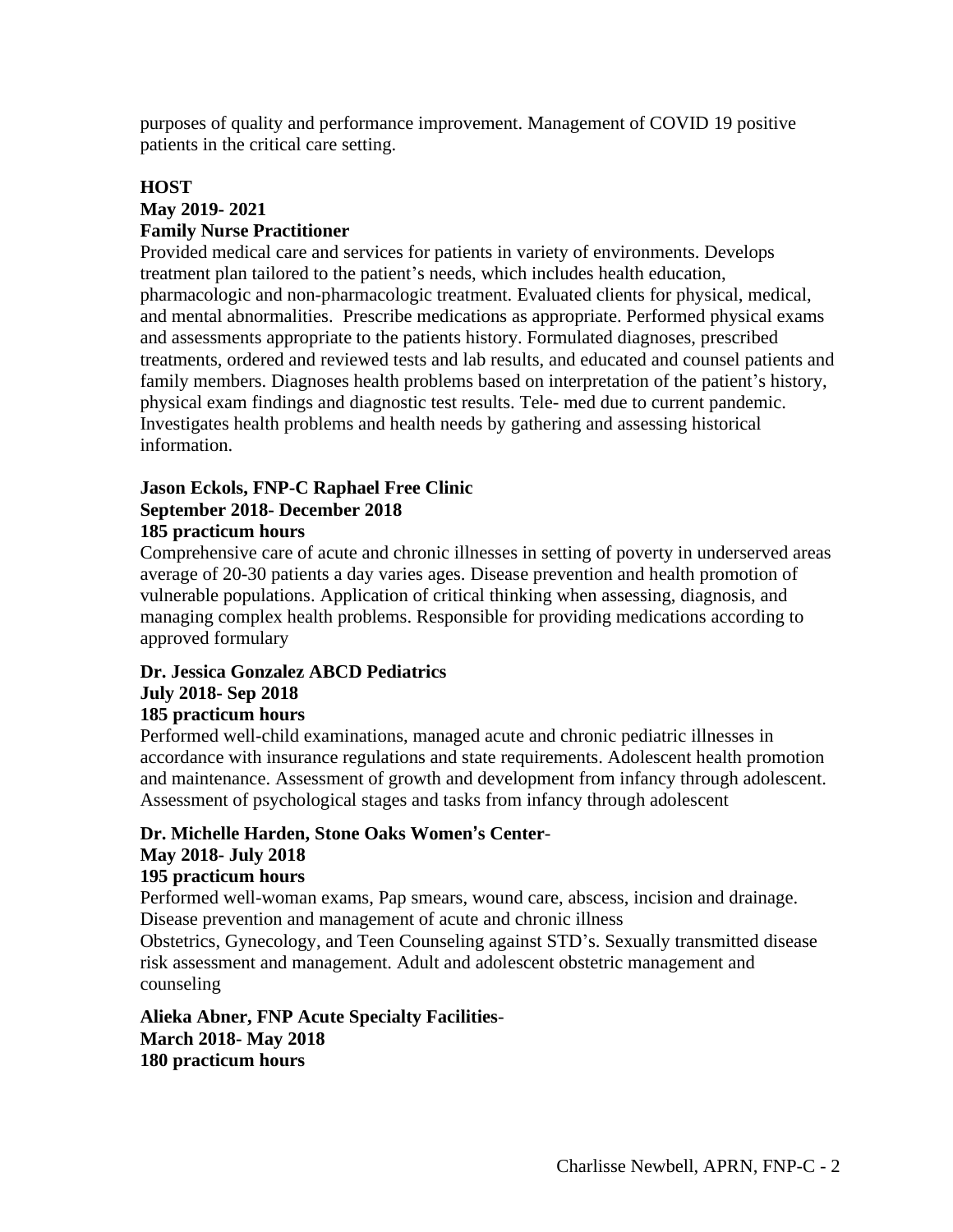purposes of quality and performance improvement. Management of COVID 19 positive patients in the critical care setting.

**HOST**
**May 2019- 2021**
**Family Nurse Practitioner**

Provided medical care and services for patients in variety of environments. Develops treatment plan tailored to the patient's needs, which includes health education, pharmacologic and non-pharmacologic treatment. Evaluated clients for physical, medical, and mental abnormalities. Prescribe medications as appropriate. Performed physical exams and assessments appropriate to the patients history. Formulated diagnoses, prescribed treatments, ordered and reviewed tests and lab results, and educated and counsel patients and family members. Diagnoses health problems based on interpretation of the patient's history, physical exam findings and diagnostic test results. Tele- med due to current pandemic. Investigates health problems and health needs by gathering and assessing historical information.

**Jason Eckols, FNP-C Raphael Free Clinic**
**September 2018- December 2018**
**185 practicum hours**

Comprehensive care of acute and chronic illnesses in setting of poverty in underserved areas average of 20-30 patients a day varies ages. Disease prevention and health promotion of vulnerable populations. Application of critical thinking when assessing, diagnosis, and managing complex health problems. Responsible for providing medications according to approved formulary

**Dr. Jessica Gonzalez ABCD Pediatrics**
**July 2018- Sep 2018**
**185 practicum hours**

Performed well-child examinations, managed acute and chronic pediatric illnesses in accordance with insurance regulations and state requirements. Adolescent health promotion and maintenance. Assessment of growth and development from infancy through adolescent. Assessment of psychological stages and tasks from infancy through adolescent

**Dr. Michelle Harden, Stone Oaks Women's Center-**
**May 2018- July 2018**
**195 practicum hours**

Performed well-woman exams, Pap smears, wound care, abscess, incision and drainage. Disease prevention and management of acute and chronic illness
Obstetrics, Gynecology, and Teen Counseling against STD's. Sexually transmitted disease risk assessment and management. Adult and adolescent obstetric management and counseling

**Alieka Abner, FNP Acute Specialty Facilities-**
**March 2018- May 2018**
**180 practicum hours**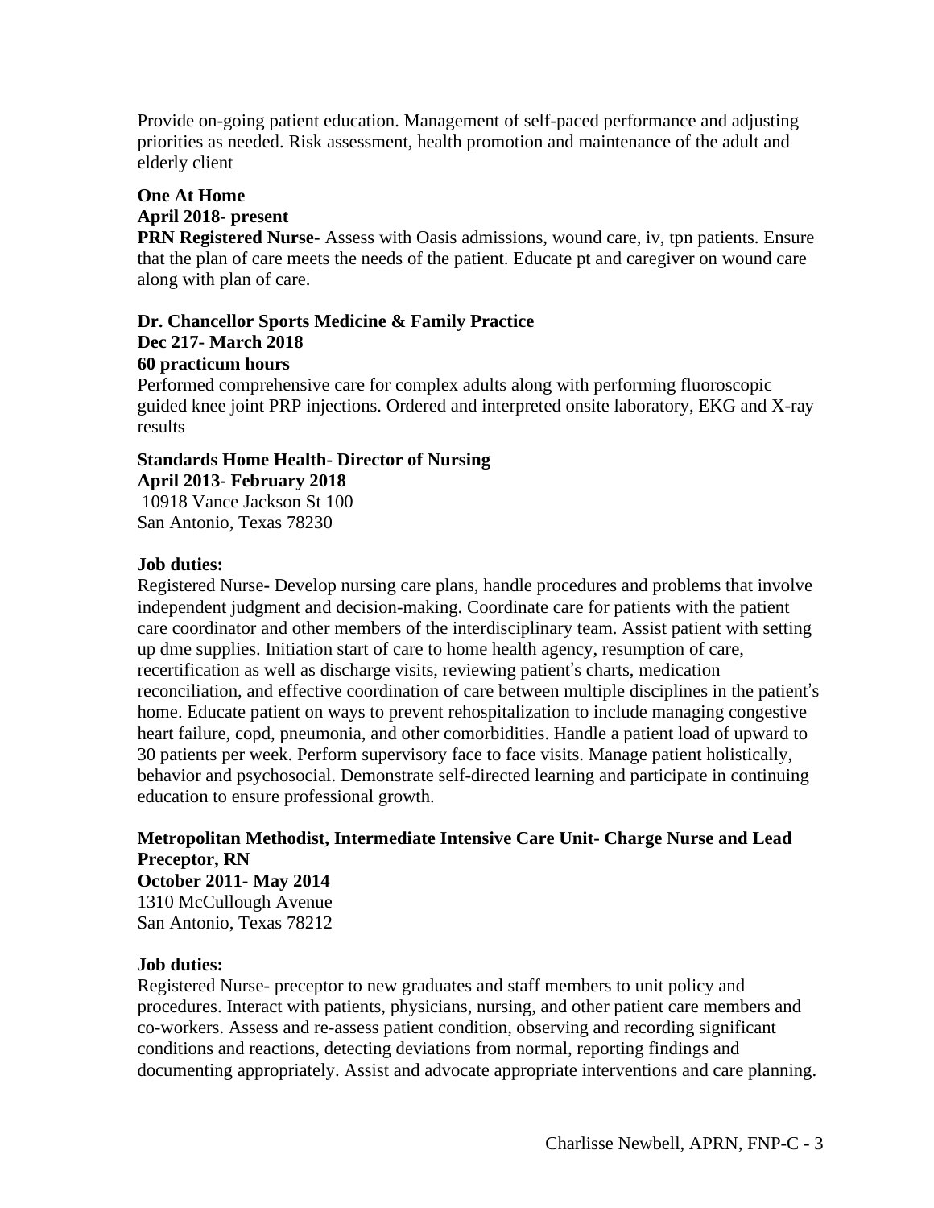Provide on-going patient education. Management of self-paced performance and adjusting priorities as needed. Risk assessment, health promotion and maintenance of the adult and elderly client

**One At Home**
**April 2018- present**
**PRN Registered Nurse-** Assess with Oasis admissions, wound care, iv, tpn patients. Ensure that the plan of care meets the needs of the patient. Educate pt and caregiver on wound care along with plan of care.

**Dr. Chancellor Sports Medicine & Family Practice**
**Dec 217- March 2018**
**60 practicum hours**
Performed comprehensive care for complex adults along with performing fluoroscopic guided knee joint PRP injections. Ordered and interpreted onsite laboratory, EKG and X-ray results

**Standards Home Health- Director of Nursing**
**April 2013- February 2018**
10918 Vance Jackson St 100
San Antonio, Texas 78230

**Job duties:**
Registered Nurse- Develop nursing care plans, handle procedures and problems that involve independent judgment and decision-making. Coordinate care for patients with the patient care coordinator and other members of the interdisciplinary team. Assist patient with setting up dme supplies. Initiation start of care to home health agency, resumption of care, recertification as well as discharge visits, reviewing patient's charts, medication reconciliation, and effective coordination of care between multiple disciplines in the patient's home. Educate patient on ways to prevent rehospitalization to include managing congestive heart failure, copd, pneumonia, and other comorbidities. Handle a patient load of upward to 30 patients per week. Perform supervisory face to face visits. Manage patient holistically, behavior and psychosocial. Demonstrate self-directed learning and participate in continuing education to ensure professional growth.

**Metropolitan Methodist, Intermediate Intensive Care Unit- Charge Nurse and Lead Preceptor, RN**
**October 2011- May 2014**
1310 McCullough Avenue
San Antonio, Texas 78212

**Job duties:**
Registered Nurse- preceptor to new graduates and staff members to unit policy and procedures. Interact with patients, physicians, nursing, and other patient care members and co-workers. Assess and re-assess patient condition, observing and recording significant conditions and reactions, detecting deviations from normal, reporting findings and documenting appropriately. Assist and advocate appropriate interventions and care planning.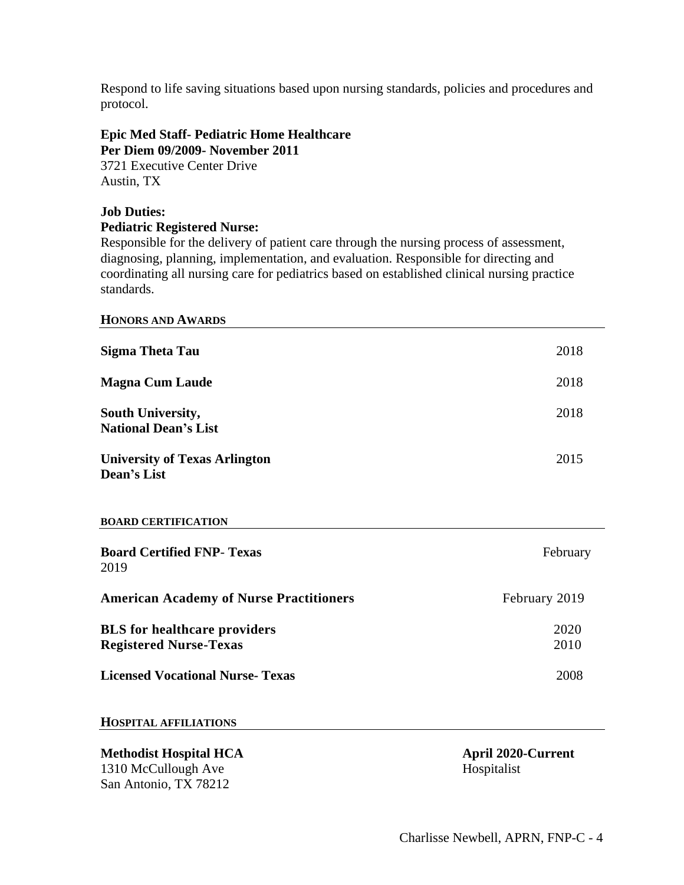Respond to life saving situations based upon nursing standards, policies and procedures and protocol.

**Epic Med Staff- Pediatric Home Healthcare**
**Per Diem 09/2009- November 2011**
3721 Executive Center Drive
Austin, TX

**Job Duties:**
**Pediatric Registered Nurse:**
Responsible for the delivery of patient care through the nursing process of assessment, diagnosing, planning, implementation, and evaluation. Responsible for directing and coordinating all nursing care for pediatrics based on established clinical nursing practice standards.

## HONORS AND AWARDS

**Sigma Theta Tau** 2018

**Magna Cum Laude** 2018

**South University,**
**National Dean's List** 2018

**University of Texas Arlington**
**Dean's List** 2015

## BOARD CERTIFICATION

**Board Certified FNP- Texas** February 2019

**American Academy of Nurse Practitioners** February 2019

**BLS for healthcare providers** 2020
**Registered Nurse-Texas** 2010

**Licensed Vocational Nurse- Texas** 2008

## HOSPITAL AFFILIATIONS

**Methodist Hospital HCA** **April 2020-Current**
1310 McCullough Ave Hospitalist
San Antonio, TX 78212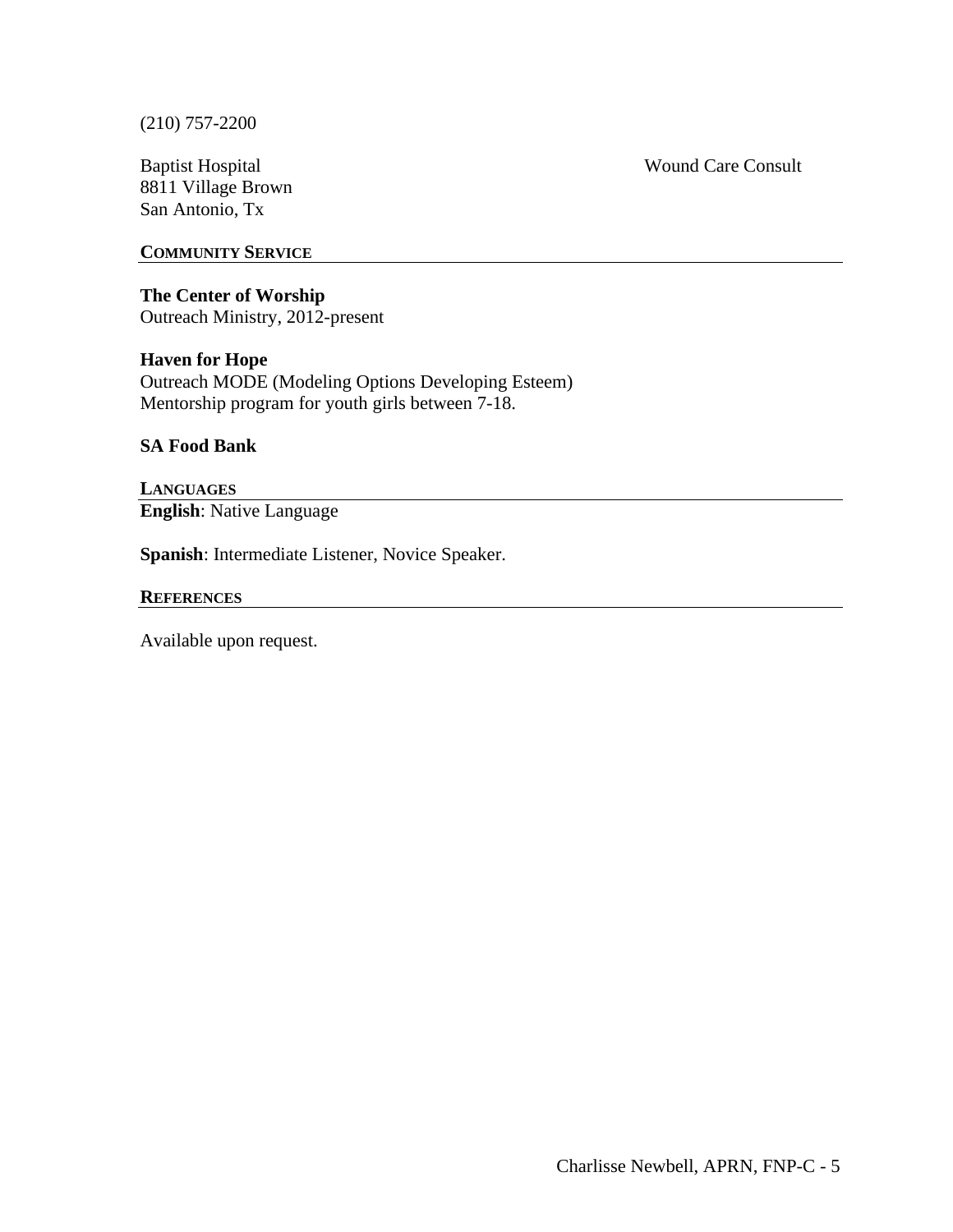(210) 757-2200

Baptist Hospital
8811 Village Brown
San Antonio, Tx

Wound Care Consult

## COMMUNITY SERVICE

**The Center of Worship**
Outreach Ministry, 2012-present

**Haven for Hope**
Outreach MODE (Modeling Options Developing Esteem)
Mentorship program for youth girls between 7-18.

**SA Food Bank**

## LANGUAGES

**English**: Native Language

**Spanish**: Intermediate Listener, Novice Speaker.

## REFERENCES

Available upon request.